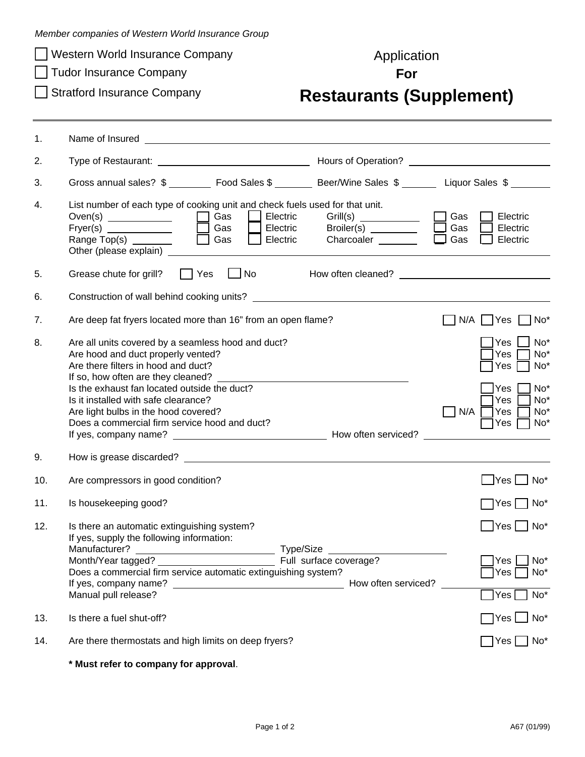*Member companies of Western World Insurance Group*

☐ Western World Insurance Company

☐ Tudor Insurance Company

☐ Stratford Insurance Company

# Application **For** Restaurants (Supplement)

---

1. Name of Insured ______________________________

2. Type of Restaurant: ______________________________ Hours of Operation? ______________________________

3. Gross annual sales? $ ________ Food Sales $ ________ Beer/Wine Sales $ ________ Liquor Sales $ ________

4. List number of each type of cooking unit and check fuels used for that unit.
   Oven(s) ____________ ☐ Gas ☐ Electric   Grill(s) ____________ ☐ Gas ☐ Electric
   Fryer(s) ____________ ☐ Gas ☐ Electric   Broiler(s) ____________ ☐ Gas ☐ Electric
   Range Top(s) ________ ☐ Gas ☐ Electric   Charcoaler ________ ☐ Gas ☐ Electric
   Other (please explain) ______________________________

5. Grease chute for grill? ☐ Yes ☐ No   How often cleaned? ______________________________

6. Construction of wall behind cooking units? ______________________________

7. Are deep fat fryers located more than 16" from an open flame? ☐ N/A ☐ Yes ☐ No*

8. Are all units covered by a seamless hood and duct? ☐ Yes ☐ No*
   Are hood and duct properly vented? ☐ Yes ☐ No*
   Are there filters in hood and duct? ☐ Yes ☐ No*
   If so, how often are they cleaned? ______________________________
   Is the exhaust fan located outside the duct? ☐ Yes ☐ No*
   Is it installed with safe clearance? ☐ Yes ☐ No*
   Are light bulbs in the hood covered? ☐ N/A ☐ Yes ☐ No*
   Does a commercial firm service hood and duct? ☐ Yes ☐ No*
   If yes, company name? ______________________________ How often serviced? ______________________________

9. How is grease discarded? ______________________________

10. Are compressors in good condition? ☐ Yes ☐ No*

11. Is housekeeping good? ☐ Yes ☐ No*

12. Is there an automatic extinguishing system? ☐ Yes ☐ No*
    If yes, supply the following information:
    Manufacturer? ______________________________ Type/Size ______________________________
    Month/Year tagged? ______________________________ Full surface coverage? ☐ Yes ☐ No*
    Does a commercial firm service automatic extinguishing system? ☐ Yes ☐ No*
    If yes, company name? ______________________________ How often serviced? ______________________________
    Manual pull release? ☐ Yes ☐ No*

13. Is there a fuel shut-off? ☐ Yes ☐ No*

14. Are there thermostats and high limits on deep fryers? ☐ Yes ☐ No*

**\* Must refer to company for approval**.

A67 (01/99)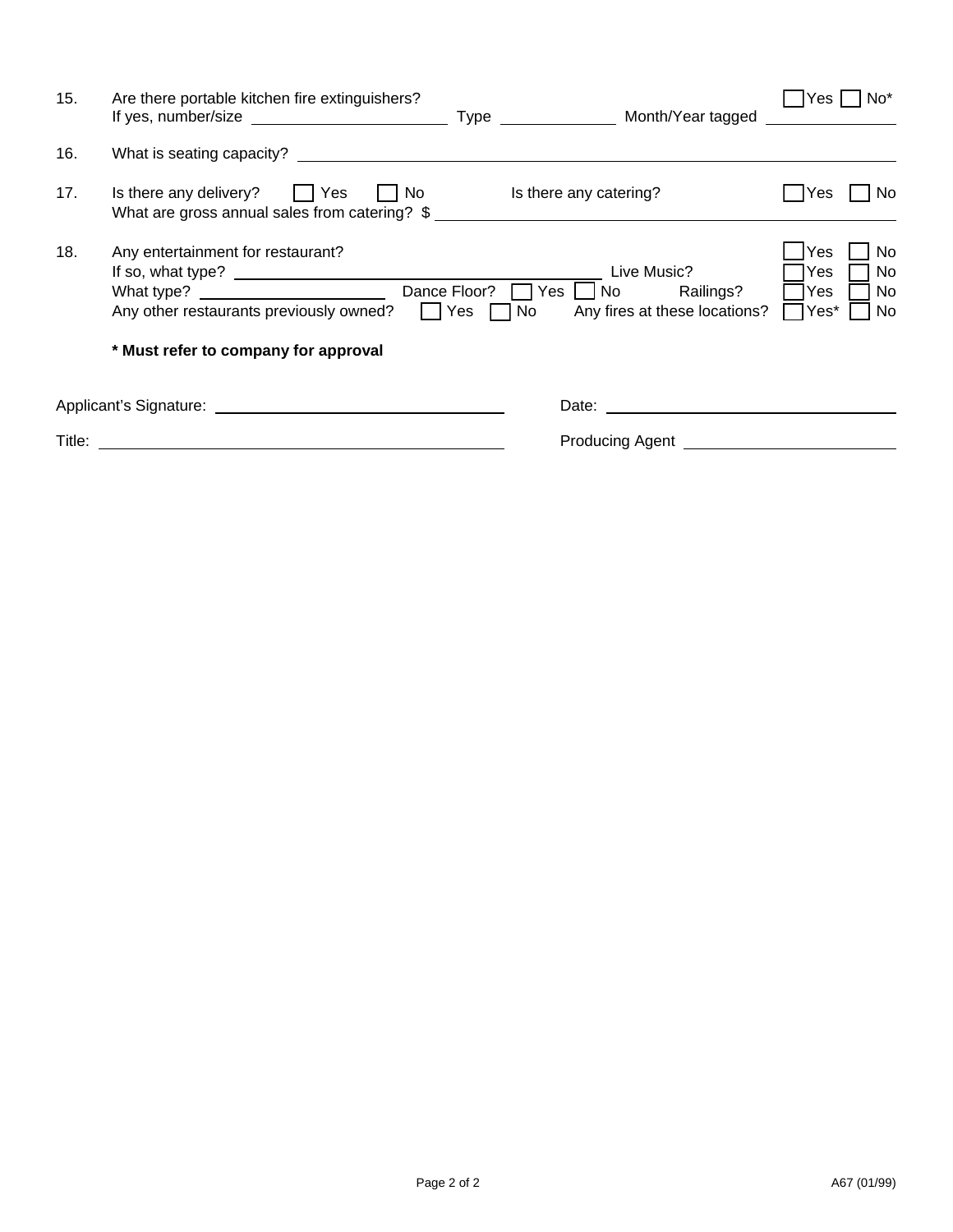15. Are there portable kitchen fire extinguishers? ☐ Yes ☐ No*
    If yes, number/size ________________ Type __________ Month/Year tagged ____________

16. What is seating capacity? ____________________________________________

17. Is there any delivery? ☐ Yes ☐ No    Is there any catering? ☐ Yes ☐ No
    What are gross annual sales from catering? $ ______________________________

18. Any entertainment for restaurant? ☐ Yes ☐ No
    If so, what type? ______________________________ Live Music? ☐ Yes ☐ No
    What type? ________________ Dance Floor? ☐ Yes ☐ No    Railings? ☐ Yes ☐ No
    Any other restaurants previously owned? ☐ Yes ☐ No    Any fires at these locations? ☐ Yes* ☐ No

    **\* Must refer to company for approval**

Applicant's Signature: ______________________________    Date: ______________________________

Title: ______________________________    Producing Agent ______________________________

A67 (01/99)